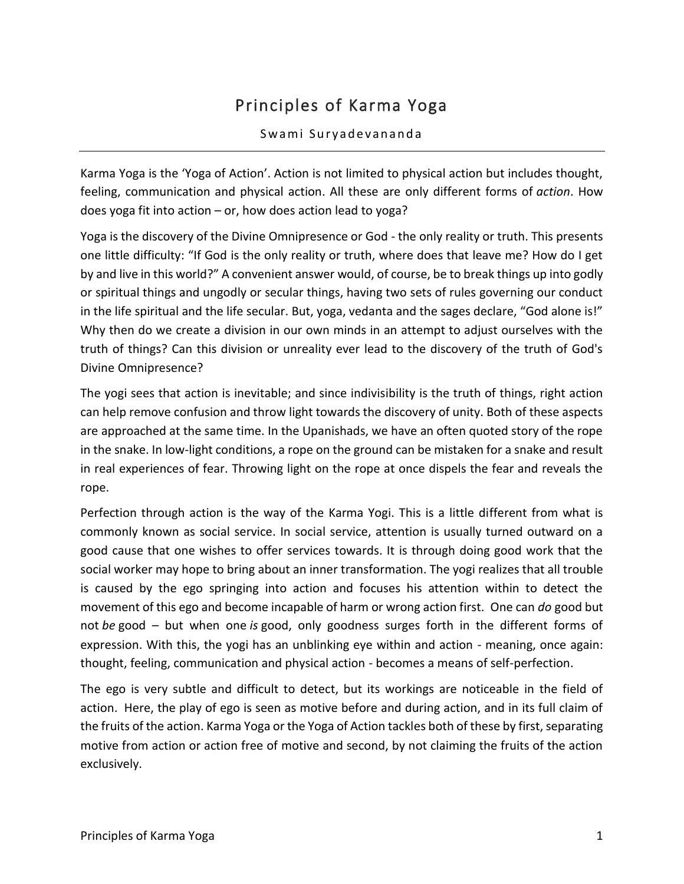# Principles of Karma Yoga

Swami Suryadevananda

---

Karma Yoga is the 'Yoga of Action'. Action is not limited to physical action but includes thought, feeling, communication and physical action. All these are only different forms of *action*. How does yoga fit into action – or, how does action lead to yoga?

Yoga is the discovery of the Divine Omnipresence or God - the only reality or truth. This presents one little difficulty: "If God is the only reality or truth, where does that leave me? How do I get by and live in this world?" A convenient answer would, of course, be to break things up into godly or spiritual things and ungodly or secular things, having two sets of rules governing our conduct in the life spiritual and the life secular. But, yoga, vedanta and the sages declare, "God alone is!" Why then do we create a division in our own minds in an attempt to adjust ourselves with the truth of things? Can this division or unreality ever lead to the discovery of the truth of God's Divine Omnipresence?

The yogi sees that action is inevitable; and since indivisibility is the truth of things, right action can help remove confusion and throw light towards the discovery of unity. Both of these aspects are approached at the same time. In the Upanishads, we have an often quoted story of the rope in the snake. In low-light conditions, a rope on the ground can be mistaken for a snake and result in real experiences of fear. Throwing light on the rope at once dispels the fear and reveals the rope.

Perfection through action is the way of the Karma Yogi. This is a little different from what is commonly known as social service. In social service, attention is usually turned outward on a good cause that one wishes to offer services towards. It is through doing good work that the social worker may hope to bring about an inner transformation. The yogi realizes that all trouble is caused by the ego springing into action and focuses his attention within to detect the movement of this ego and become incapable of harm or wrong action first. One can *do* good but not *be* good – but when one *is* good, only goodness surges forth in the different forms of expression. With this, the yogi has an unblinking eye within and action - meaning, once again: thought, feeling, communication and physical action - becomes a means of self-perfection.

The ego is very subtle and difficult to detect, but its workings are noticeable in the field of action. Here, the play of ego is seen as motive before and during action, and in its full claim of the fruits of the action. Karma Yoga or the Yoga of Action tackles both of these by first, separating motive from action or action free of motive and second, by not claiming the fruits of the action exclusively.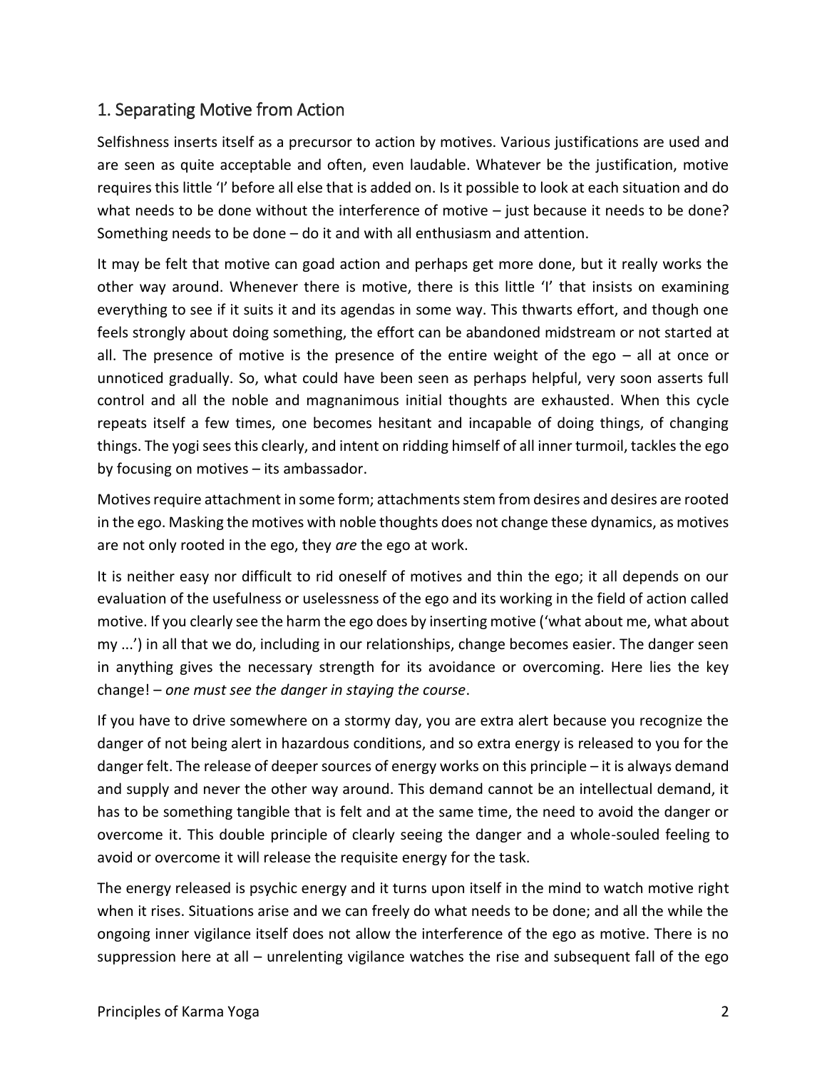## 1. Separating Motive from Action

Selfishness inserts itself as a precursor to action by motives. Various justifications are used and are seen as quite acceptable and often, even laudable. Whatever be the justification, motive requires this little 'I' before all else that is added on. Is it possible to look at each situation and do what needs to be done without the interference of motive – just because it needs to be done? Something needs to be done – do it and with all enthusiasm and attention.

It may be felt that motive can goad action and perhaps get more done, but it really works the other way around. Whenever there is motive, there is this little 'I' that insists on examining everything to see if it suits it and its agendas in some way. This thwarts effort, and though one feels strongly about doing something, the effort can be abandoned midstream or not started at all. The presence of motive is the presence of the entire weight of the ego – all at once or unnoticed gradually. So, what could have been seen as perhaps helpful, very soon asserts full control and all the noble and magnanimous initial thoughts are exhausted. When this cycle repeats itself a few times, one becomes hesitant and incapable of doing things, of changing things. The yogi sees this clearly, and intent on ridding himself of all inner turmoil, tackles the ego by focusing on motives – its ambassador.

Motives require attachment in some form; attachments stem from desires and desires are rooted in the ego. Masking the motives with noble thoughts does not change these dynamics, as motives are not only rooted in the ego, they *are* the ego at work.

It is neither easy nor difficult to rid oneself of motives and thin the ego; it all depends on our evaluation of the usefulness or uselessness of the ego and its working in the field of action called motive. If you clearly see the harm the ego does by inserting motive ('what about me, what about my ...') in all that we do, including in our relationships, change becomes easier. The danger seen in anything gives the necessary strength for its avoidance or overcoming. Here lies the key change! – *one must see the danger in staying the course*.

If you have to drive somewhere on a stormy day, you are extra alert because you recognize the danger of not being alert in hazardous conditions, and so extra energy is released to you for the danger felt. The release of deeper sources of energy works on this principle – it is always demand and supply and never the other way around. This demand cannot be an intellectual demand, it has to be something tangible that is felt and at the same time, the need to avoid the danger or overcome it. This double principle of clearly seeing the danger and a whole-souled feeling to avoid or overcome it will release the requisite energy for the task.

The energy released is psychic energy and it turns upon itself in the mind to watch motive right when it rises. Situations arise and we can freely do what needs to be done; and all the while the ongoing inner vigilance itself does not allow the interference of the ego as motive. There is no suppression here at all – unrelenting vigilance watches the rise and subsequent fall of the ego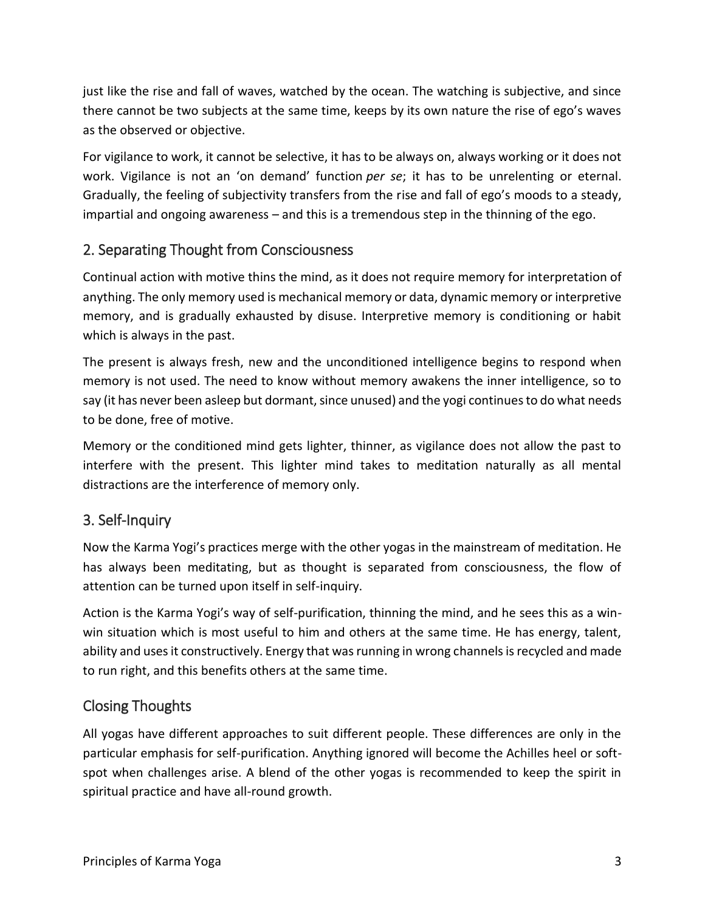just like the rise and fall of waves, watched by the ocean. The watching is subjective, and since there cannot be two subjects at the same time, keeps by its own nature the rise of ego's waves as the observed or objective.

For vigilance to work, it cannot be selective, it has to be always on, always working or it does not work. Vigilance is not an 'on demand' function *per se*; it has to be unrelenting or eternal. Gradually, the feeling of subjectivity transfers from the rise and fall of ego's moods to a steady, impartial and ongoing awareness – and this is a tremendous step in the thinning of the ego.

## 2. Separating Thought from Consciousness

Continual action with motive thins the mind, as it does not require memory for interpretation of anything. The only memory used is mechanical memory or data, dynamic memory or interpretive memory, and is gradually exhausted by disuse. Interpretive memory is conditioning or habit which is always in the past.

The present is always fresh, new and the unconditioned intelligence begins to respond when memory is not used. The need to know without memory awakens the inner intelligence, so to say (it has never been asleep but dormant, since unused) and the yogi continues to do what needs to be done, free of motive.

Memory or the conditioned mind gets lighter, thinner, as vigilance does not allow the past to interfere with the present. This lighter mind takes to meditation naturally as all mental distractions are the interference of memory only.

## 3. Self-Inquiry

Now the Karma Yogi's practices merge with the other yogas in the mainstream of meditation. He has always been meditating, but as thought is separated from consciousness, the flow of attention can be turned upon itself in self-inquiry.

Action is the Karma Yogi's way of self-purification, thinning the mind, and he sees this as a win-win situation which is most useful to him and others at the same time. He has energy, talent, ability and uses it constructively. Energy that was running in wrong channels is recycled and made to run right, and this benefits others at the same time.

## Closing Thoughts

All yogas have different approaches to suit different people. These differences are only in the particular emphasis for self-purification. Anything ignored will become the Achilles heel or soft-spot when challenges arise. A blend of the other yogas is recommended to keep the spirit in spiritual practice and have all-round growth.